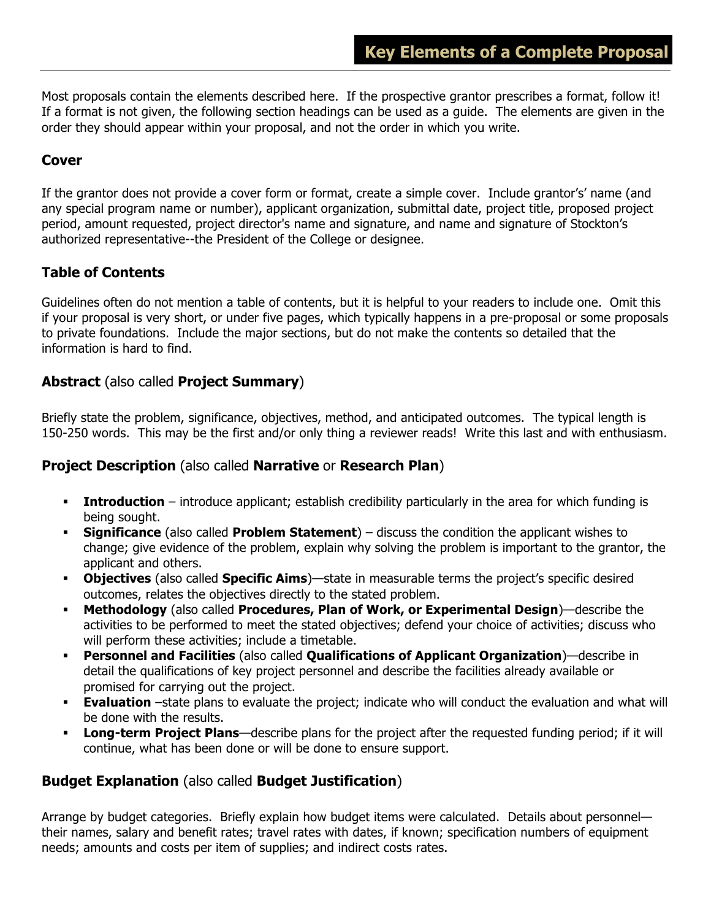# Key Elements of a Complete Proposal

Most proposals contain the elements described here. If the prospective grantor prescribes a format, follow it! If a format is not given, the following section headings can be used as a guide. The elements are given in the order they should appear within your proposal, and not the order in which you write.

## Cover

If the grantor does not provide a cover form or format, create a simple cover. Include grantor's' name (and any special program name or number), applicant organization, submittal date, project title, proposed project period, amount requested, project director's name and signature, and name and signature of Stockton's authorized representative--the President of the College or designee.

## Table of Contents

Guidelines often do not mention a table of contents, but it is helpful to your readers to include one. Omit this if your proposal is very short, or under five pages, which typically happens in a pre-proposal or some proposals to private foundations. Include the major sections, but do not make the contents so detailed that the information is hard to find.

## **Abstract** (also called **Project Summary**)

Briefly state the problem, significance, objectives, method, and anticipated outcomes. The typical length is 150-250 words. This may be the first and/or only thing a reviewer reads! Write this last and with enthusiasm.

## **Project Description** (also called **Narrative** or **Research Plan**)

- **Introduction** – introduce applicant; establish credibility particularly in the area for which funding is being sought.
- **Significance** (also called **Problem Statement**) – discuss the condition the applicant wishes to change; give evidence of the problem, explain why solving the problem is important to the grantor, the applicant and others.
- **Objectives** (also called **Specific Aims**)—state in measurable terms the project's specific desired outcomes, relates the objectives directly to the stated problem.
- **Methodology** (also called **Procedures, Plan of Work, or Experimental Design**)—describe the activities to be performed to meet the stated objectives; defend your choice of activities; discuss who will perform these activities; include a timetable.
- **Personnel and Facilities** (also called **Qualifications of Applicant Organization**)—describe in detail the qualifications of key project personnel and describe the facilities already available or promised for carrying out the project.
- **Evaluation** –state plans to evaluate the project; indicate who will conduct the evaluation and what will be done with the results.
- **Long-term Project Plans**—describe plans for the project after the requested funding period; if it will continue, what has been done or will be done to ensure support.

## **Budget Explanation** (also called **Budget Justification**)

Arrange by budget categories. Briefly explain how budget items were calculated. Details about personnel—their names, salary and benefit rates; travel rates with dates, if known; specification numbers of equipment needs; amounts and costs per item of supplies; and indirect costs rates.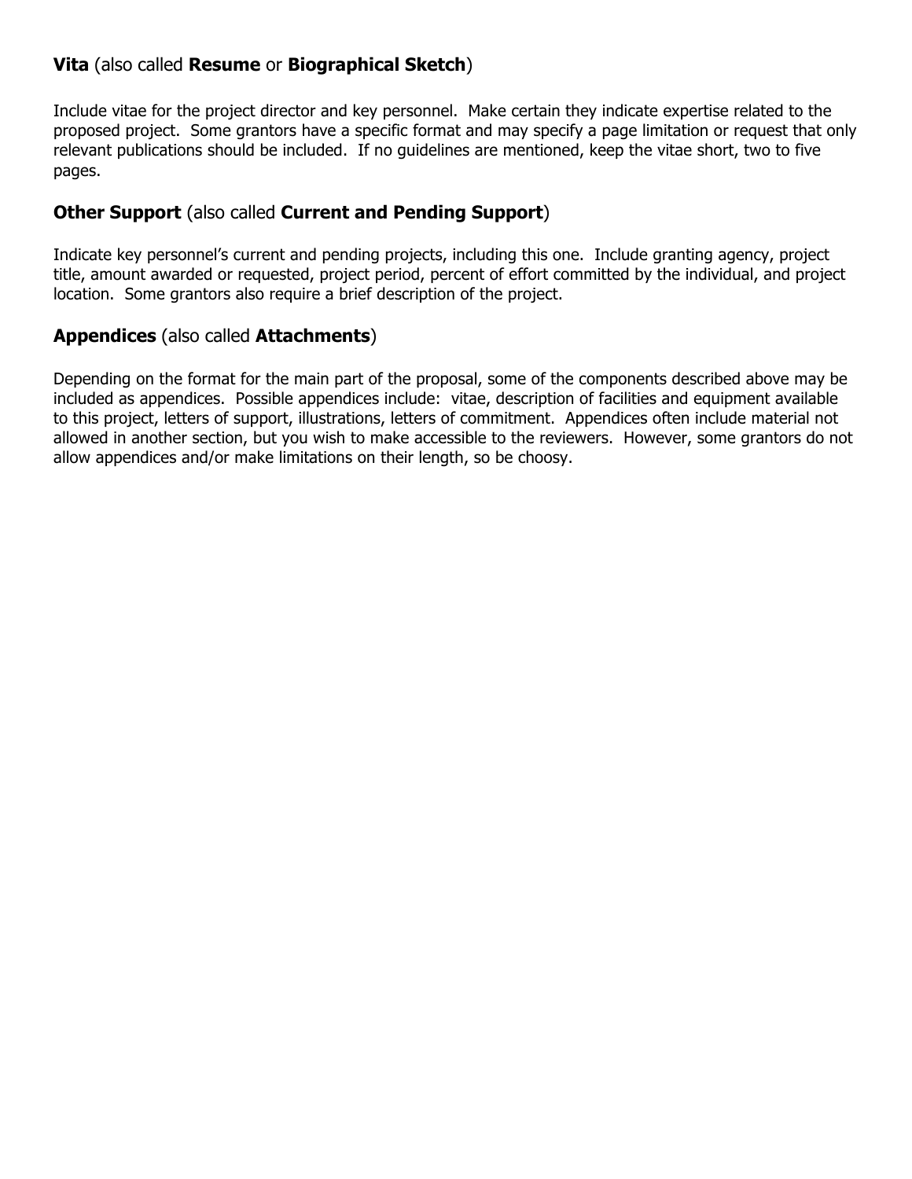### **Vita** (also called **Resume** or **Biographical Sketch**)

Include vitae for the project director and key personnel. Make certain they indicate expertise related to the proposed project. Some grantors have a specific format and may specify a page limitation or request that only relevant publications should be included. If no guidelines are mentioned, keep the vitae short, two to five pages.

### **Other Support** (also called **Current and Pending Support**)

Indicate key personnel's current and pending projects, including this one. Include granting agency, project title, amount awarded or requested, project period, percent of effort committed by the individual, and project location. Some grantors also require a brief description of the project.

### **Appendices** (also called **Attachments**)

Depending on the format for the main part of the proposal, some of the components described above may be included as appendices. Possible appendices include: vitae, description of facilities and equipment available to this project, letters of support, illustrations, letters of commitment. Appendices often include material not allowed in another section, but you wish to make accessible to the reviewers. However, some grantors do not allow appendices and/or make limitations on their length, so be choosy.